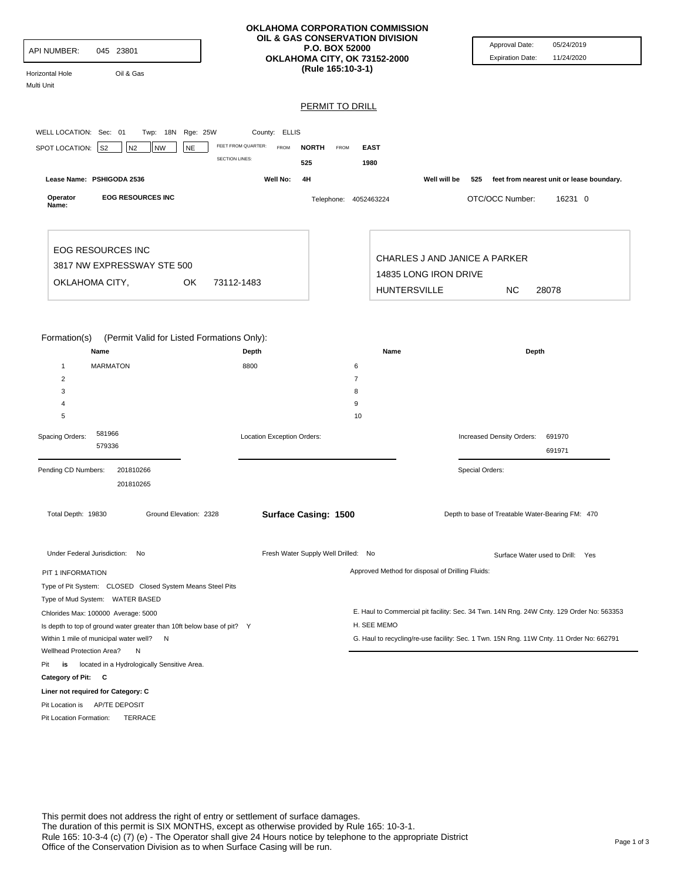**OKLAHOMA CORPORATION COMMISSION**
**OIL & GAS CONSERVATION DIVISION**
**P.O. BOX 52000**
**OKLAHOMA CITY, OK 73152-2000**
**(Rule 165:10-3-1)**

API NUMBER: 045 23801

Horizontal Hole Oil & Gas
Multi Unit

Approval Date: 05/24/2019
Expiration Date: 11/24/2020

## PERMIT TO DRILL

WELL LOCATION: Sec: 01 Twp: 18N Rge: 25W County: ELLIS

SPOT LOCATION: S2 N2 NW NE

| FEET FROM QUARTER: | FROM NORTH | FROM EAST |
|---|---|---|
| SECTION LINES: | 525 | 1980 |

Lease Name: PSHIGODA 2536 Well No: 4H Well will be 525 feet from nearest unit or lease boundary.

Operator Name: EOG RESOURCES INC Telephone: 4052463224 OTC/OCC Number: 16231 0

EOG RESOURCES INC
3817 NW EXPRESSWAY STE 500
OKLAHOMA CITY, OK 73112-1483

CHARLES J AND JANICE A PARKER
14835 LONG IRON DRIVE
HUNTERSVILLE NC 28078

Formation(s) (Permit Valid for Listed Formations Only):

| | Name | Depth | | Name | Depth |
|---|---|---|---|---|---|
| 1 | MARMATON | 8800 | 6 | | |
| 2 | | | 7 | | |
| 3 | | | 8 | | |
| 4 | | | 9 | | |
| 5 | | | 10 | | |

Spacing Orders: 581966, 579336

Location Exception Orders:

Increased Density Orders: 691970, 691971

Pending CD Numbers: 201810266, 201810265

Special Orders:

Total Depth: 19830 Ground Elevation: 2328 **Surface Casing: 1500** Depth to base of Treatable Water-Bearing FM: 470

Under Federal Jurisdiction: No Fresh Water Supply Well Drilled: No Surface Water used to Drill: Yes

PIT 1 INFORMATION

Type of Pit System: CLOSED Closed System Means Steel Pits
Type of Mud System: WATER BASED
Chlorides Max: 100000 Average: 5000
Is depth to top of ground water greater than 10ft below base of pit? Y
Within 1 mile of municipal water well? N
Wellhead Protection Area? N
Pit **is** located in a Hydrologically Sensitive Area.
**Category of Pit: C**
**Liner not required for Category: C**
Pit Location is AP/TE DEPOSIT
Pit Location Formation: TERRACE

Approved Method for disposal of Drilling Fluids:

E. Haul to Commercial pit facility: Sec. 34 Twn. 14N Rng. 24W Cnty. 129 Order No: 563353
H. SEE MEMO
G. Haul to recycling/re-use facility: Sec. 1 Twn. 15N Rng. 11W Cnty. 11 Order No: 662791

This permit does not address the right of entry or settlement of surface damages.
The duration of this permit is SIX MONTHS, except as otherwise provided by Rule 165: 10-3-1.
Rule 165: 10-3-4 (c) (7) (e) - The Operator shall give 24 Hours notice by telephone to the appropriate District Office of the Conservation Division as to when Surface Casing will be run.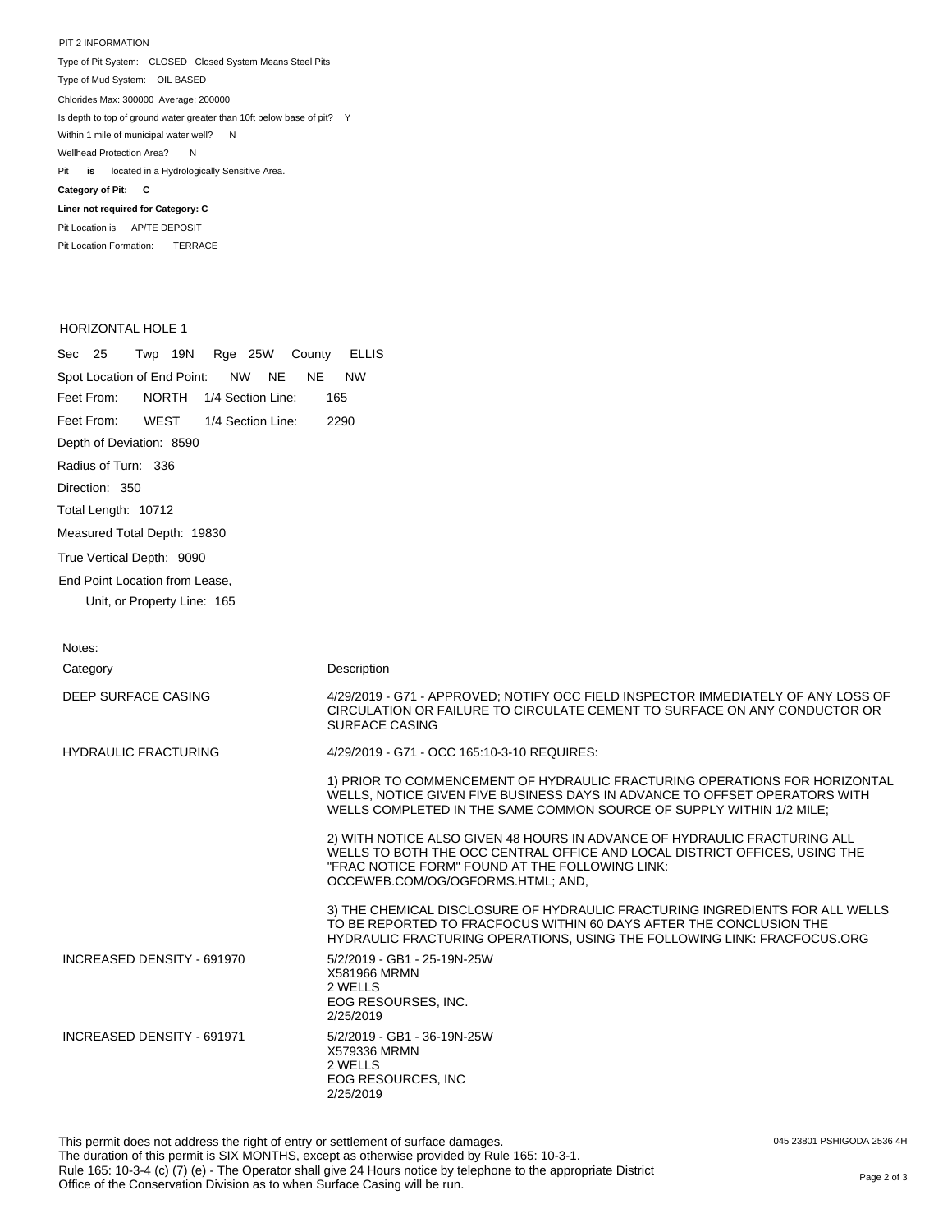PIT 2 INFORMATION

Type of Pit System: CLOSED Closed System Means Steel Pits

Type of Mud System: OIL BASED

Chlorides Max: 300000 Average: 200000

Is depth to top of ground water greater than 10ft below base of pit? Y

Within 1 mile of municipal water well? N

Wellhead Protection Area? N

Pit **is** located in a Hydrologically Sensitive Area.

**Category of Pit: C**

**Liner not required for Category: C**

Pit Location is AP/TE DEPOSIT

Pit Location Formation: TERRACE

HORIZONTAL HOLE 1

Sec 25 Twp 19N Rge 25W County ELLIS

Spot Location of End Point: NW NE NE NW

Feet From: NORTH 1/4 Section Line: 165

Feet From: WEST 1/4 Section Line: 2290

Depth of Deviation: 8590

Radius of Turn: 336

Direction: 350

Total Length: 10712

Measured Total Depth: 19830

True Vertical Depth: 9090

End Point Location from Lease, Unit, or Property Line: 165

Notes:

| Category | Description |
|---|---|
| DEEP SURFACE CASING | 4/29/2019 - G71 - APPROVED; NOTIFY OCC FIELD INSPECTOR IMMEDIATELY OF ANY LOSS OF CIRCULATION OR FAILURE TO CIRCULATE CEMENT TO SURFACE ON ANY CONDUCTOR OR SURFACE CASING |
| HYDRAULIC FRACTURING | 4/29/2019 - G71 - OCC 165:10-3-10 REQUIRES:<br><br>1) PRIOR TO COMMENCEMENT OF HYDRAULIC FRACTURING OPERATIONS FOR HORIZONTAL WELLS, NOTICE GIVEN FIVE BUSINESS DAYS IN ADVANCE TO OFFSET OPERATORS WITH WELLS COMPLETED IN THE SAME COMMON SOURCE OF SUPPLY WITHIN 1/2 MILE;<br><br>2) WITH NOTICE ALSO GIVEN 48 HOURS IN ADVANCE OF HYDRAULIC FRACTURING ALL WELLS TO BOTH THE OCC CENTRAL OFFICE AND LOCAL DISTRICT OFFICES, USING THE "FRAC NOTICE FORM" FOUND AT THE FOLLOWING LINK: OCCEWEB.COM/OG/OGFORMS.HTML; AND,<br><br>3) THE CHEMICAL DISCLOSURE OF HYDRAULIC FRACTURING INGREDIENTS FOR ALL WELLS TO BE REPORTED TO FRACFOCUS WITHIN 60 DAYS AFTER THE CONCLUSION THE HYDRAULIC FRACTURING OPERATIONS, USING THE FOLLOWING LINK: FRACFOCUS.ORG |
| INCREASED DENSITY - 691970 | 5/2/2019 - GB1 - 25-19N-25W<br>X581966 MRMN<br>2 WELLS<br>EOG RESOURSES, INC.<br>2/25/2019 |
| INCREASED DENSITY - 691971 | 5/2/2019 - GB1 - 36-19N-25W<br>X579336 MRMN<br>2 WELLS<br>EOG RESOURCES, INC<br>2/25/2019 |

This permit does not address the right of entry or settlement of surface damages.
The duration of this permit is SIX MONTHS, except as otherwise provided by Rule 165: 10-3-1.
Rule 165: 10-3-4 (c) (7) (e) - The Operator shall give 24 Hours notice by telephone to the appropriate District Office of the Conservation Division as to when Surface Casing will be run.

045 23801 PSHIGODA 2536 4H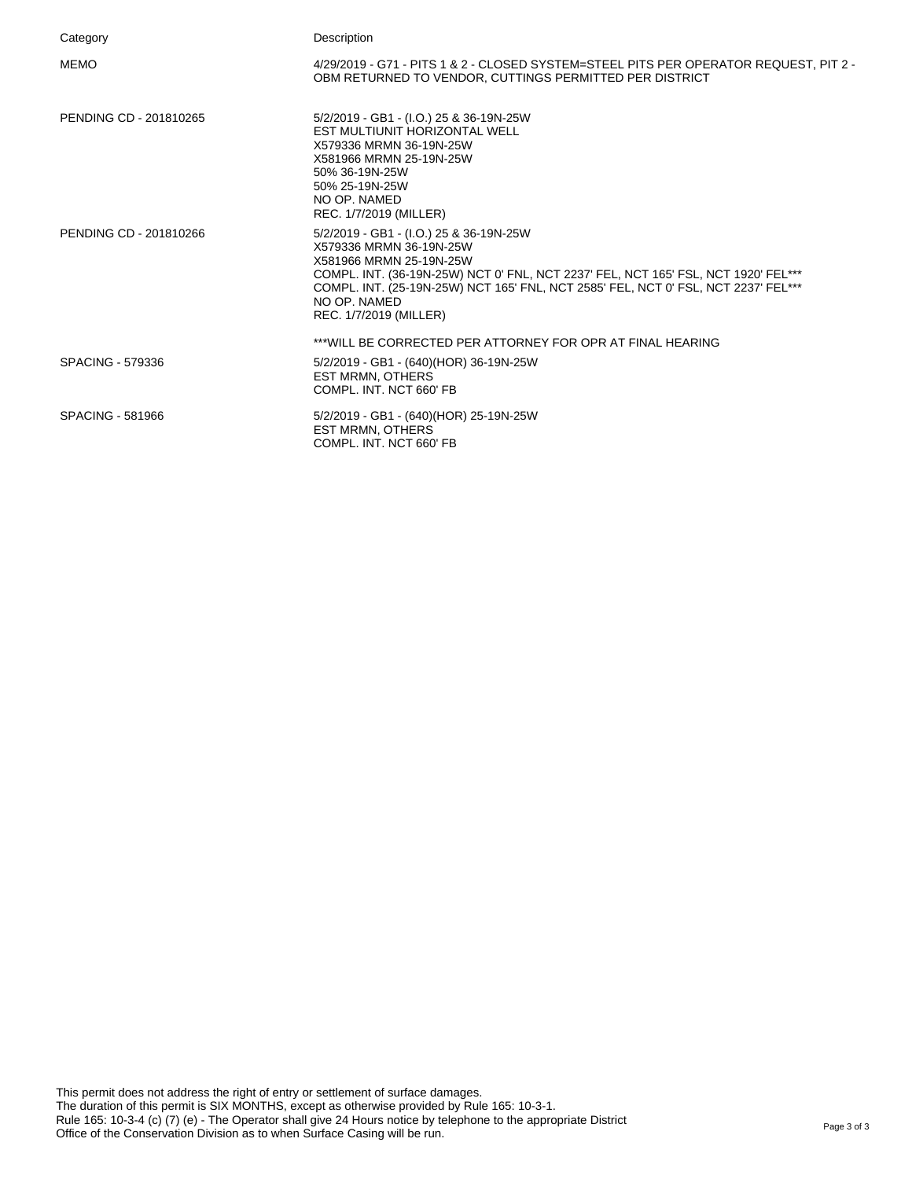| Category | Description |
|---|---|
| MEMO | 4/29/2019 - G71 - PITS 1 & 2 - CLOSED SYSTEM=STEEL PITS PER OPERATOR REQUEST, PIT 2 - OBM RETURNED TO VENDOR, CUTTINGS PERMITTED PER DISTRICT |
| PENDING CD - 201810265 | 5/2/2019 - GB1 - (I.O.) 25 & 36-19N-25W<br>EST MULTIUNIT HORIZONTAL WELL<br>X579336 MRMN 36-19N-25W<br>X581966 MRMN 25-19N-25W<br>50% 36-19N-25W<br>50% 25-19N-25W<br>NO OP. NAMED<br>REC. 1/7/2019 (MILLER) |
| PENDING CD - 201810266 | 5/2/2019 - GB1 - (I.O.) 25 & 36-19N-25W<br>X579336 MRMN 36-19N-25W<br>X581966 MRMN 25-19N-25W<br>COMPL. INT. (36-19N-25W) NCT 0' FNL, NCT 2237' FEL, NCT 165' FSL, NCT 1920' FEL***<br>COMPL. INT. (25-19N-25W) NCT 165' FNL, NCT 2585' FEL, NCT 0' FSL, NCT 2237' FEL***<br>NO OP. NAMED<br>REC. 1/7/2019 (MILLER)<br><br>***WILL BE CORRECTED PER ATTORNEY FOR OPR AT FINAL HEARING |
| SPACING - 579336 | 5/2/2019 - GB1 - (640)(HOR) 36-19N-25W<br>EST MRMN, OTHERS<br>COMPL. INT. NCT 660' FB |
| SPACING - 581966 | 5/2/2019 - GB1 - (640)(HOR) 25-19N-25W<br>EST MRMN, OTHERS<br>COMPL. INT. NCT 660' FB |

This permit does not address the right of entry or settlement of surface damages.
The duration of this permit is SIX MONTHS, except as otherwise provided by Rule 165: 10-3-1.
Rule 165: 10-3-4 (c) (7) (e) - The Operator shall give 24 Hours notice by telephone to the appropriate District Office of the Conservation Division as to when Surface Casing will be run.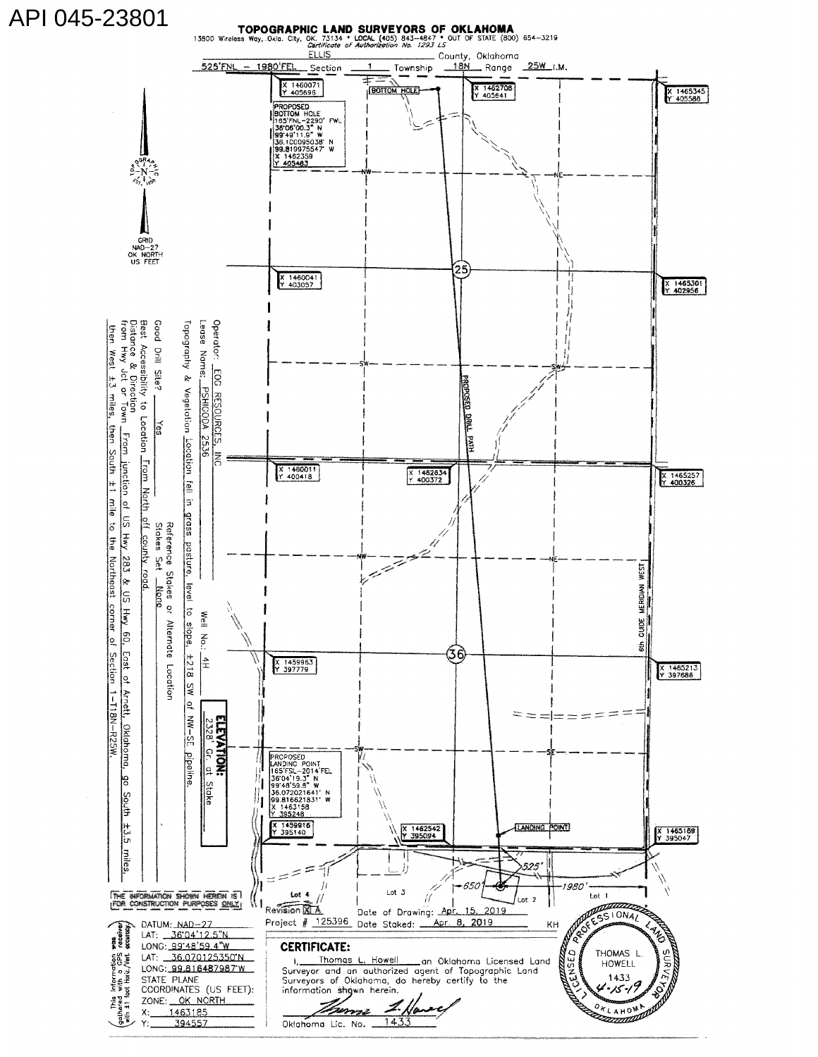API 045-23801

# TOPOGRAPHIC LAND SURVEYORS OF OKLAHOMA

13800 Wireless Way, Okla. City, OK. 73134 * LOCAL (405) 843-4847 * OUT OF STATE (800) 654-3219
*Certificate of Authorization No. 1293 LS*

ELLIS County, Oklahoma

525'FNL - 1980'FEL Section 1 Township 18N Range 25W I.M.

BOTTOM HOLE

X 1460071
Y 405696

X 1462708
Y 405641

X 1465345
Y 405586

PROPOSED
BOTTOM HOLE
165'FNL-2290' FWL
36°06'00.3" N
99°49'11.9" W
36.100095038° N
99.819975547° W
X 1462359
Y 405463

GRID
NAD-27
OK NORTH
US FEET

25

X 1460041
Y 403057

X 1465301
Y 402956

PROPOSED DRILL PATH

X 1460011
Y 400418

X 1462634
Y 400372

X 1465257
Y 400326

6th GUIDE MERIDIAN WEST

36

X 1459963
Y 397779

X 1465213
Y 397686

PROPOSED
LANDING POINT
165'FSL-2014'FEL
36°04'19.3" N
99°48'59.8" W
36.072021641° N
99.816621831° W
X 1463158
Y 395248

X 1459916
Y 395140

X 1462542
Y 395094

LANDING POINT

X 1465169
Y 395047

525'

650'

1980'

Lot 4 Lot 3 Lot 2 Lot 1

Operator: EOG RESOURCES, INC

Lease Name: PSHICODA 2536 Well No.: 4H

Topography & Vegetation Location fell in grass pasture, level to slope, ±218 SW of NW-SE pipeline.

**ELEVATION:**
2328' Gr. at Stake

Good Drill Site? Yes Reference Stakes or Alternate Location Stakes Set None

Best Accessibility to Location From North off county road.

Distance & Direction from Hwy Jct or Town From junction of US Hwy 283 & US Hwy 60, East of Arnett, Oklahoma, go South ±3.5 miles, then West ±3 miles, then South ±1 mile to the Northeast corner of Section 1-T18N-R25W.

THE INFORMATION SHOWN HEREIN IS FOR CONSTRUCTION PURPOSES ONLY

Revision X A

Date of Drawing: Apr. 15, 2019

Project # 125396 Date Staked: Apr. 8, 2019 KH

DATUM: NAD-27
LAT: 36°04'12.5"N
LONG: 99°48'59.4"W
LAT: 36.070125350°N
LONG: 99.816487987°W
STATE PLANE COORDINATES (US FEET):
ZONE: OK NORTH
X: 1463185
Y: 394557

This information gathered with a GPS receiver with ±1 foot Horiz./Vert. accuracy.

**CERTIFICATE:**

I, Thomas L. Howell an Oklahoma Licensed Land Surveyor and an authorized agent of Topographic Land Surveyors of Oklahoma, do hereby certify to the information shown herein.

Oklahoma Lic. No. 1433

LICENSED PROFESSIONAL LAND SURVEYOR
THOMAS L. HOWELL
1433
4-15-19
OKLAHOMA